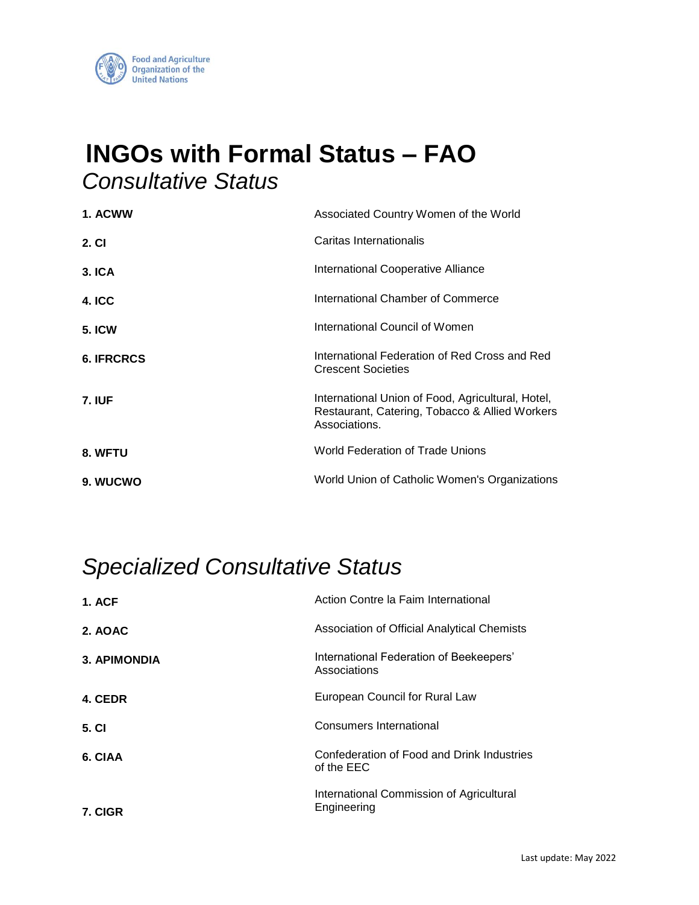# INGOs with Formal Status – FAO

## *Consultative Status*

| | |
|---|---|
| **1. ACWW** | Associated Country Women of the World |
| **2. CI** | Caritas Internationalis |
| **3. ICA** | International Cooperative Alliance |
| **4. ICC** | International Chamber of Commerce |
| **5. ICW** | International Council of Women |
| **6. IFRCRCS** | International Federation of Red Cross and Red Crescent Societies |
| **7. IUF** | International Union of Food, Agricultural, Hotel, Restaurant, Catering, Tobacco & Allied Workers Associations. |
| **8. WFTU** | World Federation of Trade Unions |
| **9. WUCWO** | World Union of Catholic Women's Organizations |

## *Specialized Consultative Status*

| | |
|---|---|
| **1. ACF** | Action Contre la Faim International |
| **2. AOAC** | Association of Official Analytical Chemists |
| **3. APIMONDIA** | International Federation of Beekeepers' Associations |
| **4. CEDR** | European Council for Rural Law |
| **5. CI** | Consumers International |
| **6. CIAA** | Confederation of Food and Drink Industries of the EEC |
| **7. CIGR** | International Commission of Agricultural Engineering |

Last update: May 2022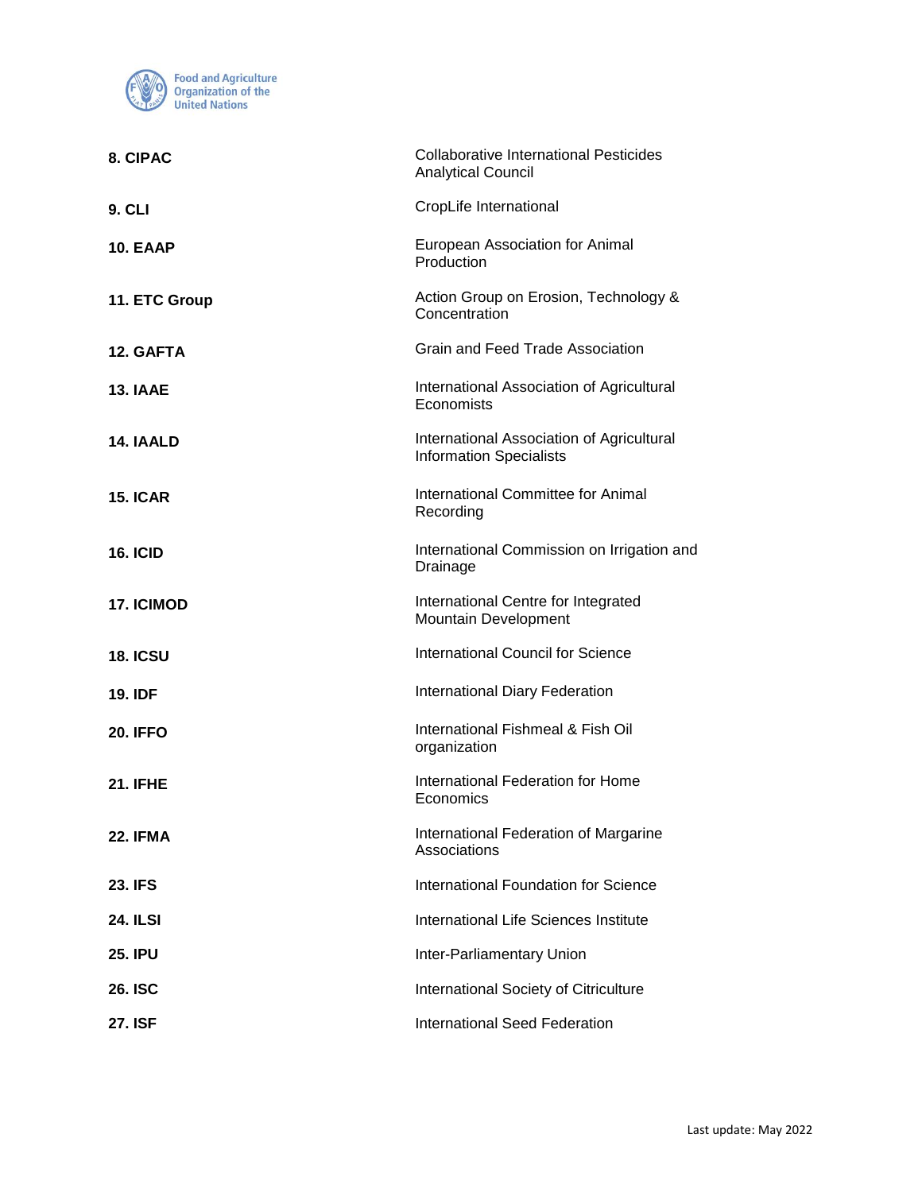| | |
|---|---|
| **8. CIPAC** | Collaborative International Pesticides Analytical Council |
| **9. CLI** | CropLife International |
| **10. EAAP** | European Association for Animal Production |
| **11. ETC Group** | Action Group on Erosion, Technology & Concentration |
| **12. GAFTA** | Grain and Feed Trade Association |
| **13. IAAE** | International Association of Agricultural Economists |
| **14. IAALD** | International Association of Agricultural Information Specialists |
| **15. ICAR** | International Committee for Animal Recording |
| **16. ICID** | International Commission on Irrigation and Drainage |
| **17. ICIMOD** | International Centre for Integrated Mountain Development |
| **18. ICSU** | International Council for Science |
| **19. IDF** | International Diary Federation |
| **20. IFFO** | International Fishmeal & Fish Oil organization |
| **21. IFHE** | International Federation for Home Economics |
| **22. IFMA** | International Federation of Margarine Associations |
| **23. IFS** | International Foundation for Science |
| **24. ILSI** | International Life Sciences Institute |
| **25. IPU** | Inter-Parliamentary Union |
| **26. ISC** | International Society of Citriculture |
| **27. ISF** | International Seed Federation |

Last update: May 2022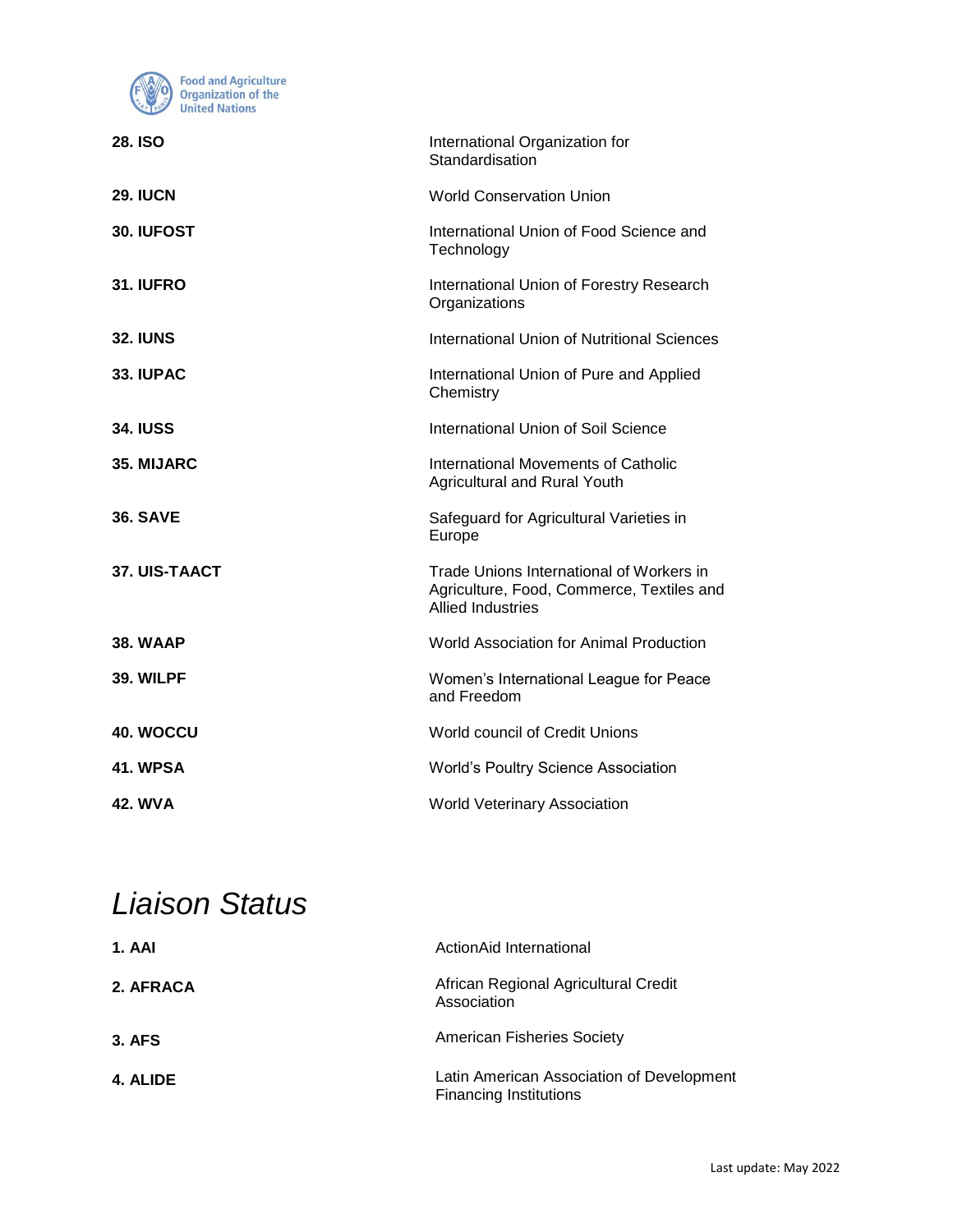| | |
|---|---|
| **28. ISO** | International Organization for Standardisation |
| **29. IUCN** | World Conservation Union |
| **30. IUFOST** | International Union of Food Science and Technology |
| **31. IUFRO** | International Union of Forestry Research Organizations |
| **32. IUNS** | International Union of Nutritional Sciences |
| **33. IUPAC** | International Union of Pure and Applied Chemistry |
| **34. IUSS** | International Union of Soil Science |
| **35. MIJARC** | International Movements of Catholic Agricultural and Rural Youth |
| **36. SAVE** | Safeguard for Agricultural Varieties in Europe |
| **37. UIS-TAACT** | Trade Unions International of Workers in Agriculture, Food, Commerce, Textiles and Allied Industries |
| **38. WAAP** | World Association for Animal Production |
| **39. WILPF** | Women's International League for Peace and Freedom |
| **40. WOCCU** | World council of Credit Unions |
| **41. WPSA** | World's Poultry Science Association |
| **42. WVA** | World Veterinary Association |

# *Liaison Status*

| | |
|---|---|
| **1. AAI** | ActionAid International |
| **2. AFRACA** | African Regional Agricultural Credit Association |
| **3. AFS** | American Fisheries Society |
| **4. ALIDE** | Latin American Association of Development Financing Institutions |

Last update: May 2022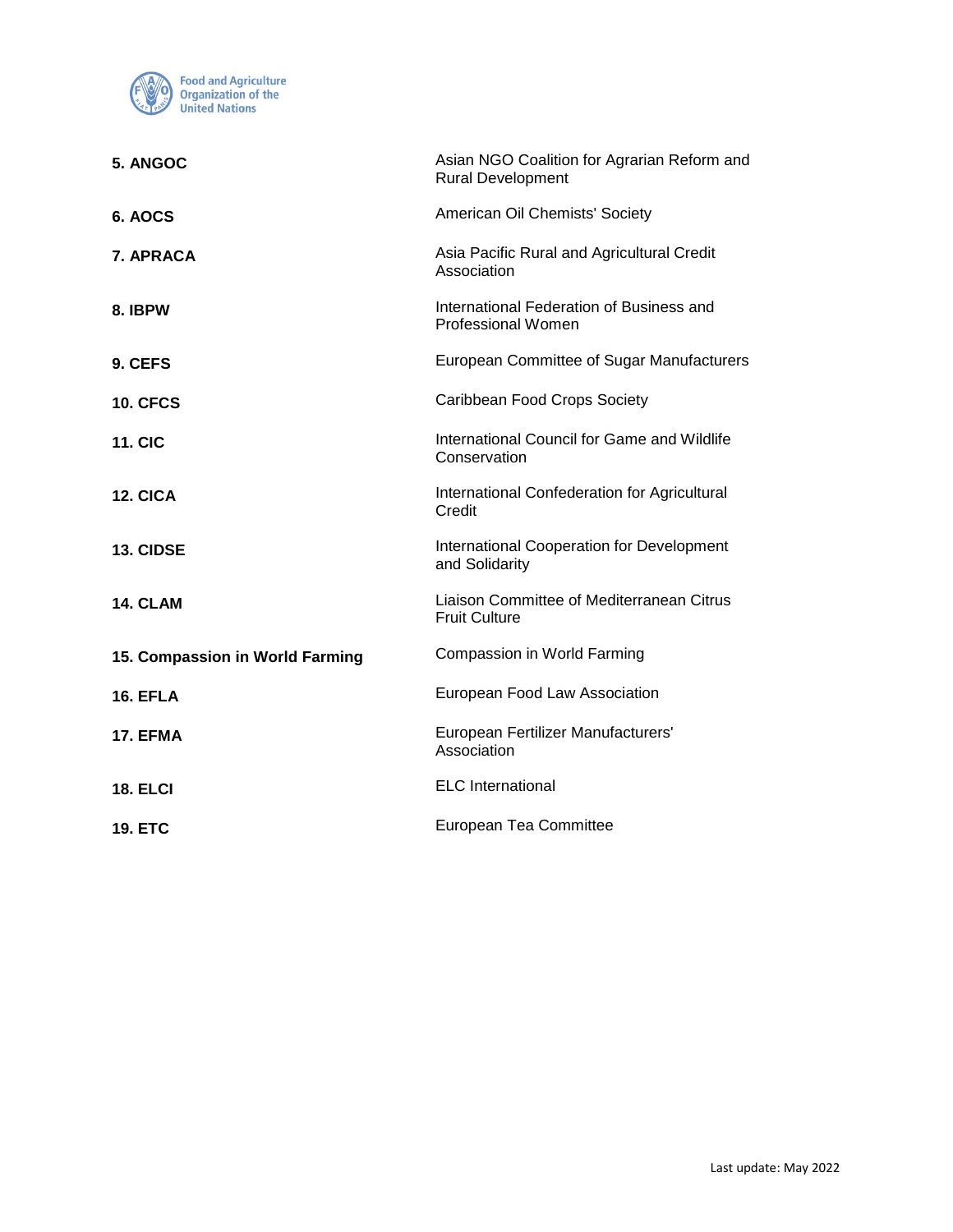| | |
|---|---|
| **5. ANGOC** | Asian NGO Coalition for Agrarian Reform and Rural Development |
| **6. AOCS** | American Oil Chemists' Society |
| **7. APRACA** | Asia Pacific Rural and Agricultural Credit Association |
| **8. IBPW** | International Federation of Business and Professional Women |
| **9. CEFS** | European Committee of Sugar Manufacturers |
| **10. CFCS** | Caribbean Food Crops Society |
| **11. CIC** | International Council for Game and Wildlife Conservation |
| **12. CICA** | International Confederation for Agricultural Credit |
| **13. CIDSE** | International Cooperation for Development and Solidarity |
| **14. CLAM** | Liaison Committee of Mediterranean Citrus Fruit Culture |
| **15. Compassion in World Farming** | Compassion in World Farming |
| **16. EFLA** | European Food Law Association |
| **17. EFMA** | European Fertilizer Manufacturers' Association |
| **18. ELCI** | ELC International |
| **19. ETC** | European Tea Committee |

Last update: May 2022